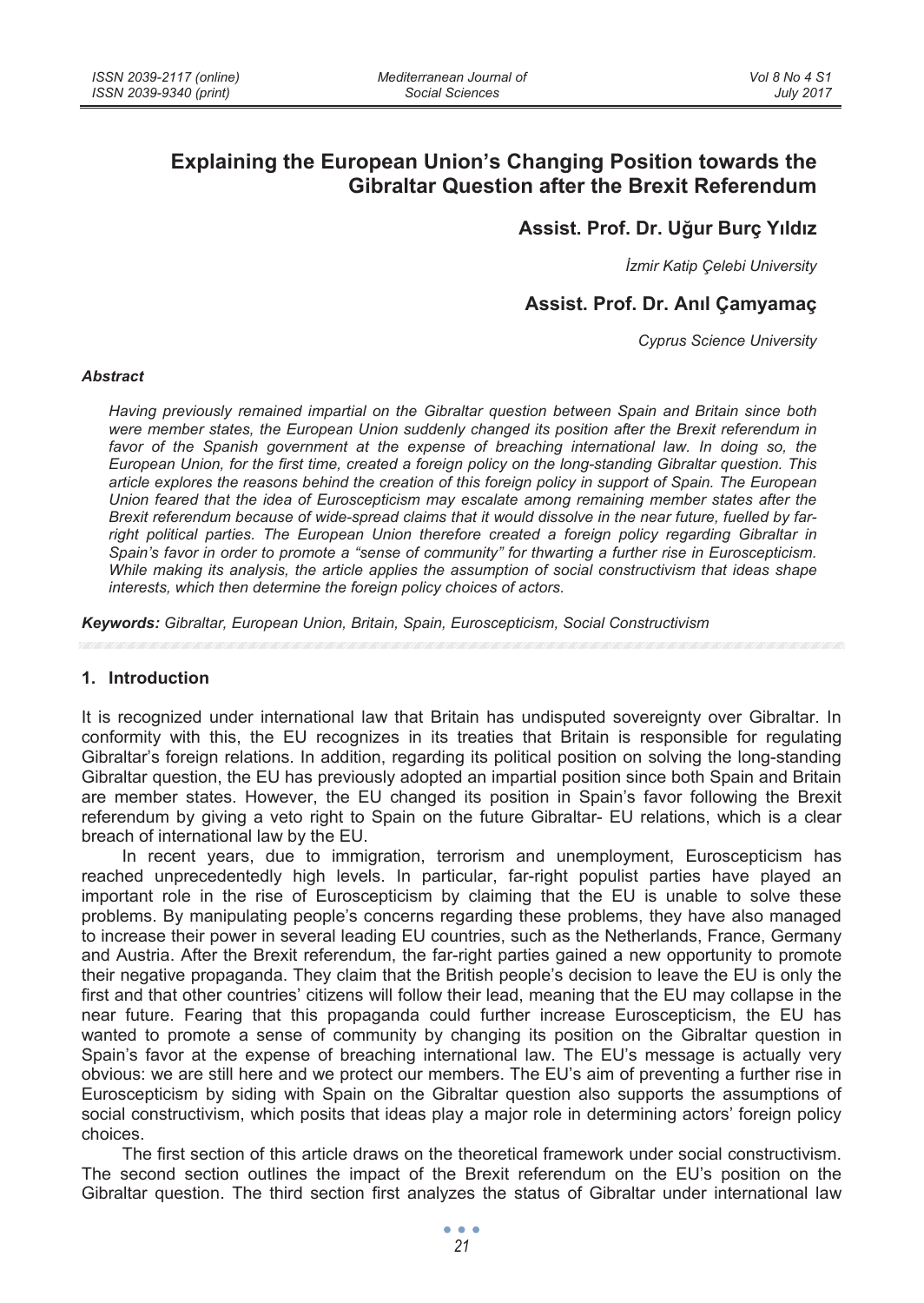# Explaining the European Union's Changing Position towards the Gibraltar Question after the Brexit Referendum

**Assist. Prof. Dr. Uğur Burç Yıldız**

*İzmir Katip Çelebi University*

**Assist. Prof. Dr. Anıl Çamyamaç**

*Cyprus Science University*

***Abstract***

*Having previously remained impartial on the Gibraltar question between Spain and Britain since both were member states, the European Union suddenly changed its position after the Brexit referendum in favor of the Spanish government at the expense of breaching international law. In doing so, the European Union, for the first time, created a foreign policy on the long-standing Gibraltar question. This article explores the reasons behind the creation of this foreign policy in support of Spain. The European Union feared that the idea of Euroscepticism may escalate among remaining member states after the Brexit referendum because of wide-spread claims that it would dissolve in the near future, fuelled by far-right political parties. The European Union therefore created a foreign policy regarding Gibraltar in Spain's favor in order to promote a "sense of community" for thwarting a further rise in Euroscepticism. While making its analysis, the article applies the assumption of social constructivism that ideas shape interests, which then determine the foreign policy choices of actors.*

***Keywords:*** *Gibraltar, European Union, Britain, Spain, Euroscepticism, Social Constructivism*

## 1. Introduction

It is recognized under international law that Britain has undisputed sovereignty over Gibraltar. In conformity with this, the EU recognizes in its treaties that Britain is responsible for regulating Gibraltar's foreign relations. In addition, regarding its political position on solving the long-standing Gibraltar question, the EU has previously adopted an impartial position since both Spain and Britain are member states. However, the EU changed its position in Spain's favor following the Brexit referendum by giving a veto right to Spain on the future Gibraltar- EU relations, which is a clear breach of international law by the EU.

In recent years, due to immigration, terrorism and unemployment, Euroscepticism has reached unprecedentedly high levels. In particular, far-right populist parties have played an important role in the rise of Euroscepticism by claiming that the EU is unable to solve these problems. By manipulating people's concerns regarding these problems, they have also managed to increase their power in several leading EU countries, such as the Netherlands, France, Germany and Austria. After the Brexit referendum, the far-right parties gained a new opportunity to promote their negative propaganda. They claim that the British people's decision to leave the EU is only the first and that other countries' citizens will follow their lead, meaning that the EU may collapse in the near future. Fearing that this propaganda could further increase Euroscepticism, the EU has wanted to promote a sense of community by changing its position on the Gibraltar question in Spain's favor at the expense of breaching international law. The EU's message is actually very obvious: we are still here and we protect our members. The EU's aim of preventing a further rise in Euroscepticism by siding with Spain on the Gibraltar question also supports the assumptions of social constructivism, which posits that ideas play a major role in determining actors' foreign policy choices.

The first section of this article draws on the theoretical framework under social constructivism. The second section outlines the impact of the Brexit referendum on the EU's position on the Gibraltar question. The third section first analyzes the status of Gibraltar under international law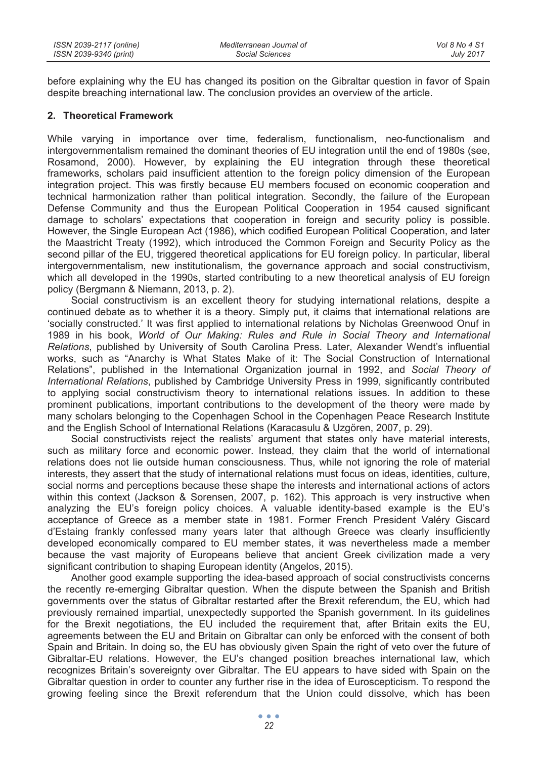before explaining why the EU has changed its position on the Gibraltar question in favor of Spain despite breaching international law. The conclusion provides an overview of the article.

## 2. Theoretical Framework

While varying in importance over time, federalism, functionalism, neo-functionalism and intergovernmentalism remained the dominant theories of EU integration until the end of 1980s (see, Rosamond, 2000). However, by explaining the EU integration through these theoretical frameworks, scholars paid insufficient attention to the foreign policy dimension of the European integration project. This was firstly because EU members focused on economic cooperation and technical harmonization rather than political integration. Secondly, the failure of the European Defense Community and thus the European Political Cooperation in 1954 caused significant damage to scholars' expectations that cooperation in foreign and security policy is possible. However, the Single European Act (1986), which codified European Political Cooperation, and later the Maastricht Treaty (1992), which introduced the Common Foreign and Security Policy as the second pillar of the EU, triggered theoretical applications for EU foreign policy. In particular, liberal intergovernmentalism, new institutionalism, the governance approach and social constructivism, which all developed in the 1990s, started contributing to a new theoretical analysis of EU foreign policy (Bergmann & Niemann, 2013, p. 2).

Social constructivism is an excellent theory for studying international relations, despite a continued debate as to whether it is a theory. Simply put, it claims that international relations are 'socially constructed.' It was first applied to international relations by Nicholas Greenwood Onuf in 1989 in his book, *World of Our Making: Rules and Rule in Social Theory and International Relations*, published by University of South Carolina Press. Later, Alexander Wendt's influential works, such as "Anarchy is What States Make of it: The Social Construction of International Relations", published in the International Organization journal in 1992, and *Social Theory of International Relations*, published by Cambridge University Press in 1999, significantly contributed to applying social constructivism theory to international relations issues. In addition to these prominent publications, important contributions to the development of the theory were made by many scholars belonging to the Copenhagen School in the Copenhagen Peace Research Institute and the English School of International Relations (Karacasulu & Uzgören, 2007, p. 29).

Social constructivists reject the realists' argument that states only have material interests, such as military force and economic power. Instead, they claim that the world of international relations does not lie outside human consciousness. Thus, while not ignoring the role of material interests, they assert that the study of international relations must focus on ideas, identities, culture, social norms and perceptions because these shape the interests and international actions of actors within this context (Jackson & Sorensen, 2007, p. 162). This approach is very instructive when analyzing the EU's foreign policy choices. A valuable identity-based example is the EU's acceptance of Greece as a member state in 1981. Former French President Valéry Giscard d'Estaing frankly confessed many years later that although Greece was clearly insufficiently developed economically compared to EU member states, it was nevertheless made a member because the vast majority of Europeans believe that ancient Greek civilization made a very significant contribution to shaping European identity (Angelos, 2015).

Another good example supporting the idea-based approach of social constructivists concerns the recently re-emerging Gibraltar question. When the dispute between the Spanish and British governments over the status of Gibraltar restarted after the Brexit referendum, the EU, which had previously remained impartial, unexpectedly supported the Spanish government. In its guidelines for the Brexit negotiations, the EU included the requirement that, after Britain exits the EU, agreements between the EU and Britain on Gibraltar can only be enforced with the consent of both Spain and Britain. In doing so, the EU has obviously given Spain the right of veto over the future of Gibraltar-EU relations. However, the EU's changed position breaches international law, which recognizes Britain's sovereignty over Gibraltar. The EU appears to have sided with Spain on the Gibraltar question in order to counter any further rise in the idea of Euroscepticism. To respond the growing feeling since the Brexit referendum that the Union could dissolve, which has been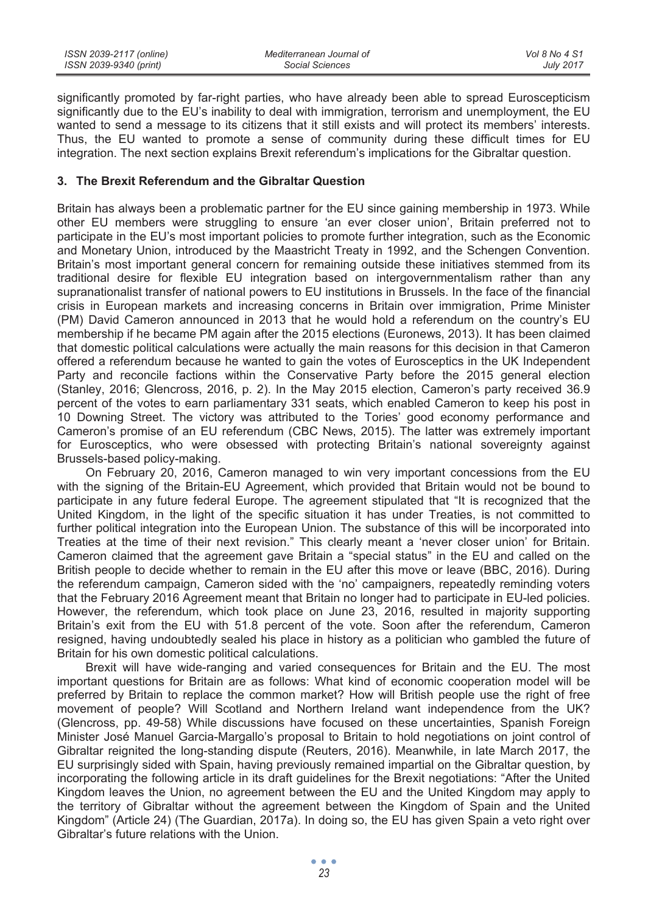significantly promoted by far-right parties, who have already been able to spread Euroscepticism significantly due to the EU's inability to deal with immigration, terrorism and unemployment, the EU wanted to send a message to its citizens that it still exists and will protect its members' interests. Thus, the EU wanted to promote a sense of community during these difficult times for EU integration. The next section explains Brexit referendum's implications for the Gibraltar question.

## 3. The Brexit Referendum and the Gibraltar Question

Britain has always been a problematic partner for the EU since gaining membership in 1973. While other EU members were struggling to ensure 'an ever closer union', Britain preferred not to participate in the EU's most important policies to promote further integration, such as the Economic and Monetary Union, introduced by the Maastricht Treaty in 1992, and the Schengen Convention. Britain's most important general concern for remaining outside these initiatives stemmed from its traditional desire for flexible EU integration based on intergovernmentalism rather than any supranationalist transfer of national powers to EU institutions in Brussels. In the face of the financial crisis in European markets and increasing concerns in Britain over immigration, Prime Minister (PM) David Cameron announced in 2013 that he would hold a referendum on the country's EU membership if he became PM again after the 2015 elections (Euronews, 2013). It has been claimed that domestic political calculations were actually the main reasons for this decision in that Cameron offered a referendum because he wanted to gain the votes of Eurosceptics in the UK Independent Party and reconcile factions within the Conservative Party before the 2015 general election (Stanley, 2016; Glencross, 2016, p. 2). In the May 2015 election, Cameron's party received 36.9 percent of the votes to earn parliamentary 331 seats, which enabled Cameron to keep his post in 10 Downing Street. The victory was attributed to the Tories' good economy performance and Cameron's promise of an EU referendum (CBC News, 2015). The latter was extremely important for Eurosceptics, who were obsessed with protecting Britain's national sovereignty against Brussels-based policy-making.

On February 20, 2016, Cameron managed to win very important concessions from the EU with the signing of the Britain-EU Agreement, which provided that Britain would not be bound to participate in any future federal Europe. The agreement stipulated that "It is recognized that the United Kingdom, in the light of the specific situation it has under Treaties, is not committed to further political integration into the European Union. The substance of this will be incorporated into Treaties at the time of their next revision." This clearly meant a 'never closer union' for Britain. Cameron claimed that the agreement gave Britain a "special status" in the EU and called on the British people to decide whether to remain in the EU after this move or leave (BBC, 2016). During the referendum campaign, Cameron sided with the 'no' campaigners, repeatedly reminding voters that the February 2016 Agreement meant that Britain no longer had to participate in EU-led policies. However, the referendum, which took place on June 23, 2016, resulted in majority supporting Britain's exit from the EU with 51.8 percent of the vote. Soon after the referendum, Cameron resigned, having undoubtedly sealed his place in history as a politician who gambled the future of Britain for his own domestic political calculations.

Brexit will have wide-ranging and varied consequences for Britain and the EU. The most important questions for Britain are as follows: What kind of economic cooperation model will be preferred by Britain to replace the common market? How will British people use the right of free movement of people? Will Scotland and Northern Ireland want independence from the UK? (Glencross, pp. 49-58) While discussions have focused on these uncertainties, Spanish Foreign Minister José Manuel Garcia-Margallo's proposal to Britain to hold negotiations on joint control of Gibraltar reignited the long-standing dispute (Reuters, 2016). Meanwhile, in late March 2017, the EU surprisingly sided with Spain, having previously remained impartial on the Gibraltar question, by incorporating the following article in its draft guidelines for the Brexit negotiations: "After the United Kingdom leaves the Union, no agreement between the EU and the United Kingdom may apply to the territory of Gibraltar without the agreement between the Kingdom of Spain and the United Kingdom" (Article 24) (The Guardian, 2017a). In doing so, the EU has given Spain a veto right over Gibraltar's future relations with the Union.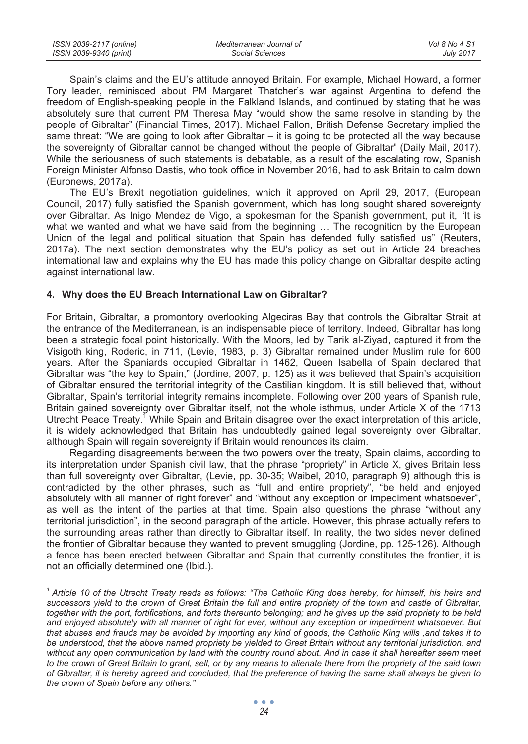Spain's claims and the EU's attitude annoyed Britain. For example, Michael Howard, a former Tory leader, reminisced about PM Margaret Thatcher's war against Argentina to defend the freedom of English-speaking people in the Falkland Islands, and continued by stating that he was absolutely sure that current PM Theresa May "would show the same resolve in standing by the people of Gibraltar" (Financial Times, 2017). Michael Fallon, British Defense Secretary implied the same threat: "We are going to look after Gibraltar – it is going to be protected all the way because the sovereignty of Gibraltar cannot be changed without the people of Gibraltar" (Daily Mail, 2017). While the seriousness of such statements is debatable, as a result of the escalating row, Spanish Foreign Minister Alfonso Dastis, who took office in November 2016, had to ask Britain to calm down (Euronews, 2017a).

The EU's Brexit negotiation guidelines, which it approved on April 29, 2017, (European Council, 2017) fully satisfied the Spanish government, which has long sought shared sovereignty over Gibraltar. As Inigo Mendez de Vigo, a spokesman for the Spanish government, put it, "It is what we wanted and what we have said from the beginning … The recognition by the European Union of the legal and political situation that Spain has defended fully satisfied us" (Reuters, 2017a). The next section demonstrates why the EU's policy as set out in Article 24 breaches international law and explains why the EU has made this policy change on Gibraltar despite acting against international law.

## 4. Why does the EU Breach International Law on Gibraltar?

For Britain, Gibraltar, a promontory overlooking Algeciras Bay that controls the Gibraltar Strait at the entrance of the Mediterranean, is an indispensable piece of territory. Indeed, Gibraltar has long been a strategic focal point historically. With the Moors, led by Tarik al-Ziyad, captured it from the Visigoth king, Roderic, in 711, (Levie, 1983, p. 3) Gibraltar remained under Muslim rule for 600 years. After the Spaniards occupied Gibraltar in 1462, Queen Isabella of Spain declared that Gibraltar was "the key to Spain," (Jordine, 2007, p. 125) as it was believed that Spain's acquisition of Gibraltar ensured the territorial integrity of the Castilian kingdom. It is still believed that, without Gibraltar, Spain's territorial integrity remains incomplete. Following over 200 years of Spanish rule, Britain gained sovereignty over Gibraltar itself, not the whole isthmus, under Article X of the 1713 Utrecht Peace Treaty.[1] While Spain and Britain disagree over the exact interpretation of this article, it is widely acknowledged that Britain has undoubtedly gained legal sovereignty over Gibraltar, although Spain will regain sovereignty if Britain would renounces its claim.

Regarding disagreements between the two powers over the treaty, Spain claims, according to its interpretation under Spanish civil law, that the phrase "propriety" in Article X, gives Britain less than full sovereignty over Gibraltar, (Levie, pp. 30-35; Waibel, 2010, paragraph 9) although this is contradicted by the other phrases, such as "full and entire propriety", "be held and enjoyed absolutely with all manner of right forever" and "without any exception or impediment whatsoever", as well as the intent of the parties at that time. Spain also questions the phrase "without any territorial jurisdiction", in the second paragraph of the article. However, this phrase actually refers to the surrounding areas rather than directly to Gibraltar itself. In reality, the two sides never defined the frontier of Gibraltar because they wanted to prevent smuggling (Jordine, pp. 125-126). Although a fence has been erected between Gibraltar and Spain that currently constitutes the frontier, it is not an officially determined one (Ibid.).

---

*[1] Article 10 of the Utrecht Treaty reads as follows: "The Catholic King does hereby, for himself, his heirs and successors yield to the crown of Great Britain the full and entire propriety of the town and castle of Gibraltar, together with the port, fortifications, and forts thereunto belonging; and he gives up the said propriety to be held and enjoyed absolutely with all manner of right for ever, without any exception or impediment whatsoever. But that abuses and frauds may be avoided by importing any kind of goods, the Catholic King wills ,and takes it to be understood, that the above named propriety be yielded to Great Britain without any territorial jurisdiction, and without any open communication by land with the country round about. And in case it shall hereafter seem meet to the crown of Great Britain to grant, sell, or by any means to alienate there from the propriety of the said town of Gibraltar, it is hereby agreed and concluded, that the preference of having the same shall always be given to the crown of Spain before any others."*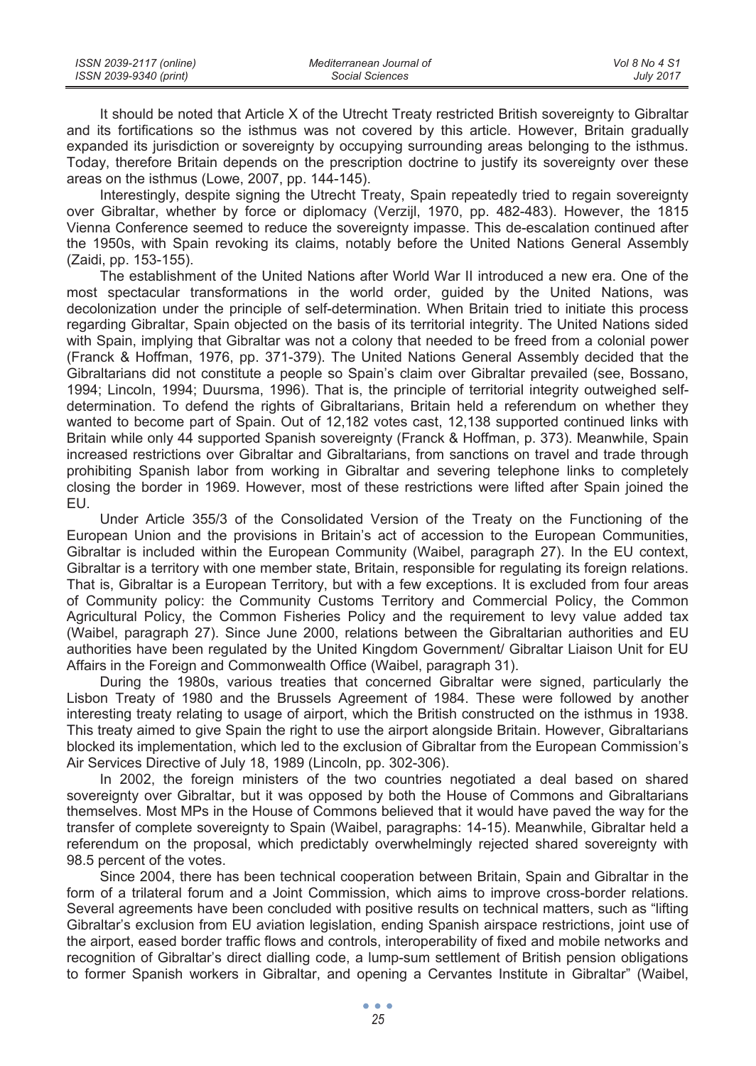It should be noted that Article X of the Utrecht Treaty restricted British sovereignty to Gibraltar and its fortifications so the isthmus was not covered by this article. However, Britain gradually expanded its jurisdiction or sovereignty by occupying surrounding areas belonging to the isthmus. Today, therefore Britain depends on the prescription doctrine to justify its sovereignty over these areas on the isthmus (Lowe, 2007, pp. 144-145).

Interestingly, despite signing the Utrecht Treaty, Spain repeatedly tried to regain sovereignty over Gibraltar, whether by force or diplomacy (Verzijl, 1970, pp. 482-483). However, the 1815 Vienna Conference seemed to reduce the sovereignty impasse. This de-escalation continued after the 1950s, with Spain revoking its claims, notably before the United Nations General Assembly (Zaidi, pp. 153-155).

The establishment of the United Nations after World War II introduced a new era. One of the most spectacular transformations in the world order, guided by the United Nations, was decolonization under the principle of self-determination. When Britain tried to initiate this process regarding Gibraltar, Spain objected on the basis of its territorial integrity. The United Nations sided with Spain, implying that Gibraltar was not a colony that needed to be freed from a colonial power (Franck & Hoffman, 1976, pp. 371-379). The United Nations General Assembly decided that the Gibraltarians did not constitute a people so Spain's claim over Gibraltar prevailed (see, Bossano, 1994; Lincoln, 1994; Duursma, 1996). That is, the principle of territorial integrity outweighed self-determination. To defend the rights of Gibraltarians, Britain held a referendum on whether they wanted to become part of Spain. Out of 12,182 votes cast, 12,138 supported continued links with Britain while only 44 supported Spanish sovereignty (Franck & Hoffman, p. 373). Meanwhile, Spain increased restrictions over Gibraltar and Gibraltarians, from sanctions on travel and trade through prohibiting Spanish labor from working in Gibraltar and severing telephone links to completely closing the border in 1969. However, most of these restrictions were lifted after Spain joined the EU.

Under Article 355/3 of the Consolidated Version of the Treaty on the Functioning of the European Union and the provisions in Britain's act of accession to the European Communities, Gibraltar is included within the European Community (Waibel, paragraph 27). In the EU context, Gibraltar is a territory with one member state, Britain, responsible for regulating its foreign relations. That is, Gibraltar is a European Territory, but with a few exceptions. It is excluded from four areas of Community policy: the Community Customs Territory and Commercial Policy, the Common Agricultural Policy, the Common Fisheries Policy and the requirement to levy value added tax (Waibel, paragraph 27). Since June 2000, relations between the Gibraltarian authorities and EU authorities have been regulated by the United Kingdom Government/ Gibraltar Liaison Unit for EU Affairs in the Foreign and Commonwealth Office (Waibel, paragraph 31).

During the 1980s, various treaties that concerned Gibraltar were signed, particularly the Lisbon Treaty of 1980 and the Brussels Agreement of 1984. These were followed by another interesting treaty relating to usage of airport, which the British constructed on the isthmus in 1938. This treaty aimed to give Spain the right to use the airport alongside Britain. However, Gibraltarians blocked its implementation, which led to the exclusion of Gibraltar from the European Commission's Air Services Directive of July 18, 1989 (Lincoln, pp. 302-306).

In 2002, the foreign ministers of the two countries negotiated a deal based on shared sovereignty over Gibraltar, but it was opposed by both the House of Commons and Gibraltarians themselves. Most MPs in the House of Commons believed that it would have paved the way for the transfer of complete sovereignty to Spain (Waibel, paragraphs: 14-15). Meanwhile, Gibraltar held a referendum on the proposal, which predictably overwhelmingly rejected shared sovereignty with 98.5 percent of the votes.

Since 2004, there has been technical cooperation between Britain, Spain and Gibraltar in the form of a trilateral forum and a Joint Commission, which aims to improve cross-border relations. Several agreements have been concluded with positive results on technical matters, such as "lifting Gibraltar's exclusion from EU aviation legislation, ending Spanish airspace restrictions, joint use of the airport, eased border traffic flows and controls, interoperability of fixed and mobile networks and recognition of Gibraltar's direct dialling code, a lump-sum settlement of British pension obligations to former Spanish workers in Gibraltar, and opening a Cervantes Institute in Gibraltar" (Waibel,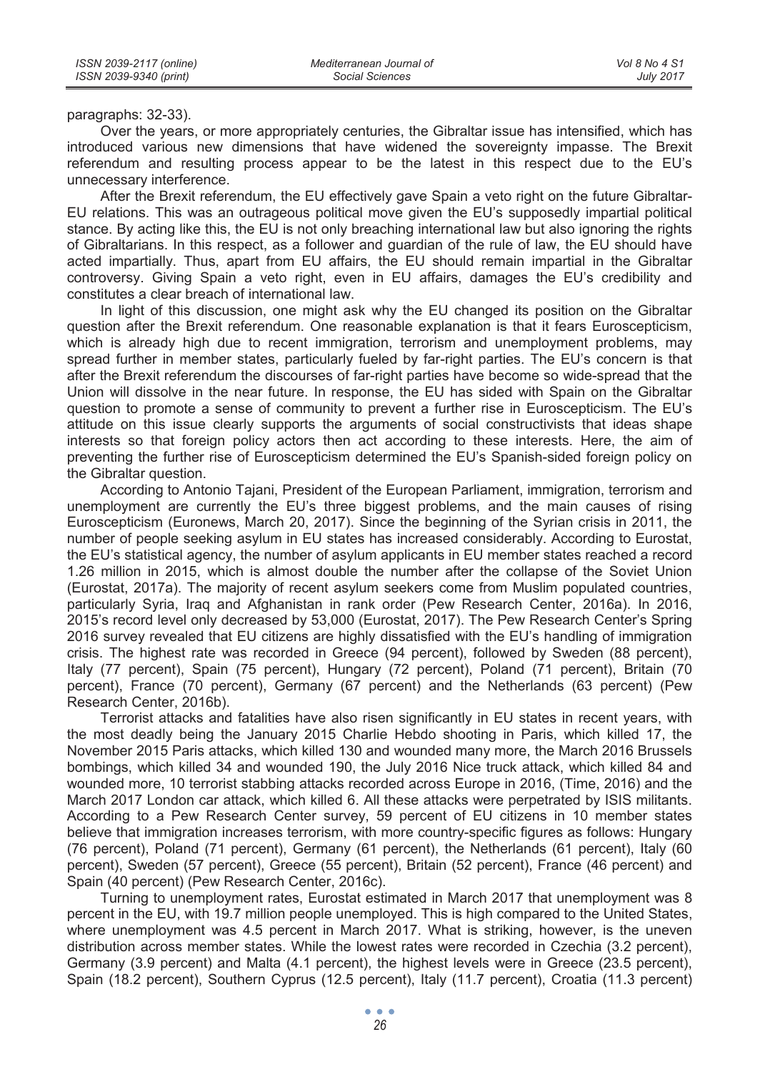paragraphs: 32-33).

Over the years, or more appropriately centuries, the Gibraltar issue has intensified, which has introduced various new dimensions that have widened the sovereignty impasse. The Brexit referendum and resulting process appear to be the latest in this respect due to the EU's unnecessary interference.

After the Brexit referendum, the EU effectively gave Spain a veto right on the future Gibraltar-EU relations. This was an outrageous political move given the EU's supposedly impartial political stance. By acting like this, the EU is not only breaching international law but also ignoring the rights of Gibraltarians. In this respect, as a follower and guardian of the rule of law, the EU should have acted impartially. Thus, apart from EU affairs, the EU should remain impartial in the Gibraltar controversy. Giving Spain a veto right, even in EU affairs, damages the EU's credibility and constitutes a clear breach of international law.

In light of this discussion, one might ask why the EU changed its position on the Gibraltar question after the Brexit referendum. One reasonable explanation is that it fears Euroscepticism, which is already high due to recent immigration, terrorism and unemployment problems, may spread further in member states, particularly fueled by far-right parties. The EU's concern is that after the Brexit referendum the discourses of far-right parties have become so wide-spread that the Union will dissolve in the near future. In response, the EU has sided with Spain on the Gibraltar question to promote a sense of community to prevent a further rise in Euroscepticism. The EU's attitude on this issue clearly supports the arguments of social constructivists that ideas shape interests so that foreign policy actors then act according to these interests. Here, the aim of preventing the further rise of Euroscepticism determined the EU's Spanish-sided foreign policy on the Gibraltar question.

According to Antonio Tajani, President of the European Parliament, immigration, terrorism and unemployment are currently the EU's three biggest problems, and the main causes of rising Euroscepticism (Euronews, March 20, 2017). Since the beginning of the Syrian crisis in 2011, the number of people seeking asylum in EU states has increased considerably. According to Eurostat, the EU's statistical agency, the number of asylum applicants in EU member states reached a record 1.26 million in 2015, which is almost double the number after the collapse of the Soviet Union (Eurostat, 2017a). The majority of recent asylum seekers come from Muslim populated countries, particularly Syria, Iraq and Afghanistan in rank order (Pew Research Center, 2016a). In 2016, 2015's record level only decreased by 53,000 (Eurostat, 2017). The Pew Research Center's Spring 2016 survey revealed that EU citizens are highly dissatisfied with the EU's handling of immigration crisis. The highest rate was recorded in Greece (94 percent), followed by Sweden (88 percent), Italy (77 percent), Spain (75 percent), Hungary (72 percent), Poland (71 percent), Britain (70 percent), France (70 percent), Germany (67 percent) and the Netherlands (63 percent) (Pew Research Center, 2016b).

Terrorist attacks and fatalities have also risen significantly in EU states in recent years, with the most deadly being the January 2015 Charlie Hebdo shooting in Paris, which killed 17, the November 2015 Paris attacks, which killed 130 and wounded many more, the March 2016 Brussels bombings, which killed 34 and wounded 190, the July 2016 Nice truck attack, which killed 84 and wounded more, 10 terrorist stabbing attacks recorded across Europe in 2016, (Time, 2016) and the March 2017 London car attack, which killed 6. All these attacks were perpetrated by ISIS militants. According to a Pew Research Center survey, 59 percent of EU citizens in 10 member states believe that immigration increases terrorism, with more country-specific figures as follows: Hungary (76 percent), Poland (71 percent), Germany (61 percent), the Netherlands (61 percent), Italy (60 percent), Sweden (57 percent), Greece (55 percent), Britain (52 percent), France (46 percent) and Spain (40 percent) (Pew Research Center, 2016c).

Turning to unemployment rates, Eurostat estimated in March 2017 that unemployment was 8 percent in the EU, with 19.7 million people unemployed. This is high compared to the United States, where unemployment was 4.5 percent in March 2017. What is striking, however, is the uneven distribution across member states. While the lowest rates were recorded in Czechia (3.2 percent), Germany (3.9 percent) and Malta (4.1 percent), the highest levels were in Greece (23.5 percent), Spain (18.2 percent), Southern Cyprus (12.5 percent), Italy (11.7 percent), Croatia (11.3 percent)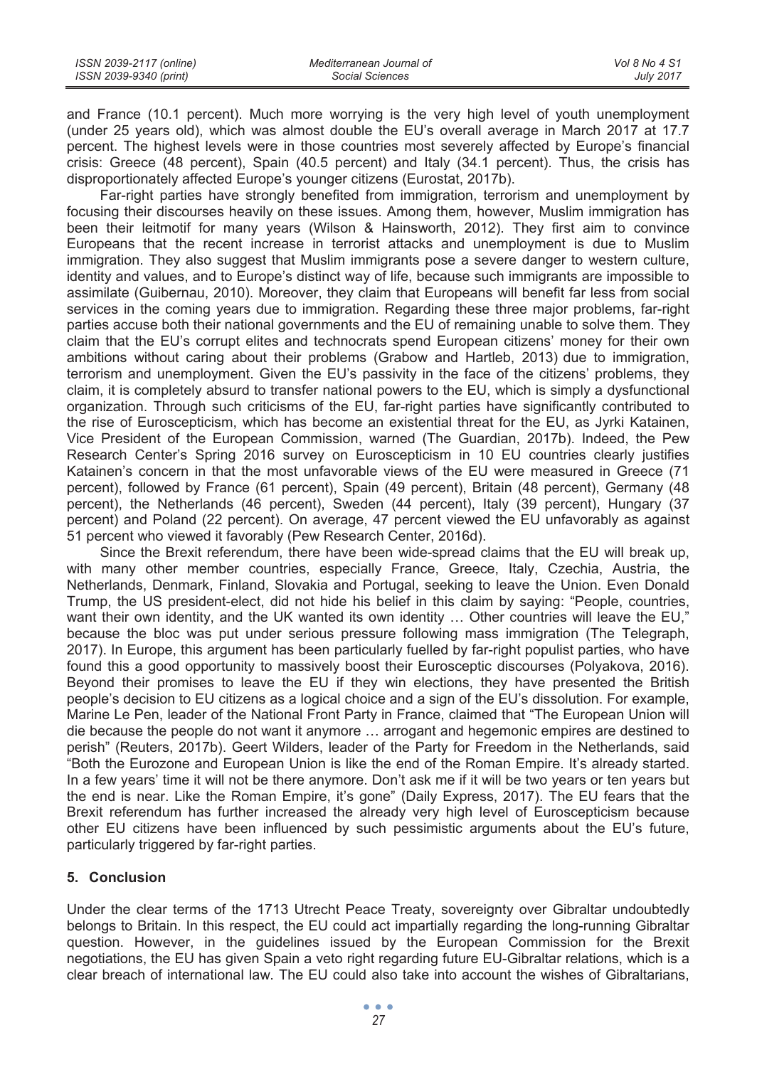and France (10.1 percent). Much more worrying is the very high level of youth unemployment (under 25 years old), which was almost double the EU's overall average in March 2017 at 17.7 percent. The highest levels were in those countries most severely affected by Europe's financial crisis: Greece (48 percent), Spain (40.5 percent) and Italy (34.1 percent). Thus, the crisis has disproportionately affected Europe's younger citizens (Eurostat, 2017b).

Far-right parties have strongly benefited from immigration, terrorism and unemployment by focusing their discourses heavily on these issues. Among them, however, Muslim immigration has been their leitmotif for many years (Wilson & Hainsworth, 2012). They first aim to convince Europeans that the recent increase in terrorist attacks and unemployment is due to Muslim immigration. They also suggest that Muslim immigrants pose a severe danger to western culture, identity and values, and to Europe's distinct way of life, because such immigrants are impossible to assimilate (Guibernau, 2010). Moreover, they claim that Europeans will benefit far less from social services in the coming years due to immigration. Regarding these three major problems, far-right parties accuse both their national governments and the EU of remaining unable to solve them. They claim that the EU's corrupt elites and technocrats spend European citizens' money for their own ambitions without caring about their problems (Grabow and Hartleb, 2013) due to immigration, terrorism and unemployment. Given the EU's passivity in the face of the citizens' problems, they claim, it is completely absurd to transfer national powers to the EU, which is simply a dysfunctional organization. Through such criticisms of the EU, far-right parties have significantly contributed to the rise of Euroscepticism, which has become an existential threat for the EU, as Jyrki Katainen, Vice President of the European Commission, warned (The Guardian, 2017b). Indeed, the Pew Research Center's Spring 2016 survey on Euroscepticism in 10 EU countries clearly justifies Katainen's concern in that the most unfavorable views of the EU were measured in Greece (71 percent), followed by France (61 percent), Spain (49 percent), Britain (48 percent), Germany (48 percent), the Netherlands (46 percent), Sweden (44 percent), Italy (39 percent), Hungary (37 percent) and Poland (22 percent). On average, 47 percent viewed the EU unfavorably as against 51 percent who viewed it favorably (Pew Research Center, 2016d).

Since the Brexit referendum, there have been wide-spread claims that the EU will break up, with many other member countries, especially France, Greece, Italy, Czechia, Austria, the Netherlands, Denmark, Finland, Slovakia and Portugal, seeking to leave the Union. Even Donald Trump, the US president-elect, did not hide his belief in this claim by saying: "People, countries, want their own identity, and the UK wanted its own identity … Other countries will leave the EU," because the bloc was put under serious pressure following mass immigration (The Telegraph, 2017). In Europe, this argument has been particularly fuelled by far-right populist parties, who have found this a good opportunity to massively boost their Eurosceptic discourses (Polyakova, 2016). Beyond their promises to leave the EU if they win elections, they have presented the British people's decision to EU citizens as a logical choice and a sign of the EU's dissolution. For example, Marine Le Pen, leader of the National Front Party in France, claimed that "The European Union will die because the people do not want it anymore … arrogant and hegemonic empires are destined to perish" (Reuters, 2017b). Geert Wilders, leader of the Party for Freedom in the Netherlands, said "Both the Eurozone and European Union is like the end of the Roman Empire. It's already started. In a few years' time it will not be there anymore. Don't ask me if it will be two years or ten years but the end is near. Like the Roman Empire, it's gone" (Daily Express, 2017). The EU fears that the Brexit referendum has further increased the already very high level of Euroscepticism because other EU citizens have been influenced by such pessimistic arguments about the EU's future, particularly triggered by far-right parties.

## 5. Conclusion

Under the clear terms of the 1713 Utrecht Peace Treaty, sovereignty over Gibraltar undoubtedly belongs to Britain. In this respect, the EU could act impartially regarding the long-running Gibraltar question. However, in the guidelines issued by the European Commission for the Brexit negotiations, the EU has given Spain a veto right regarding future EU-Gibraltar relations, which is a clear breach of international law. The EU could also take into account the wishes of Gibraltarians,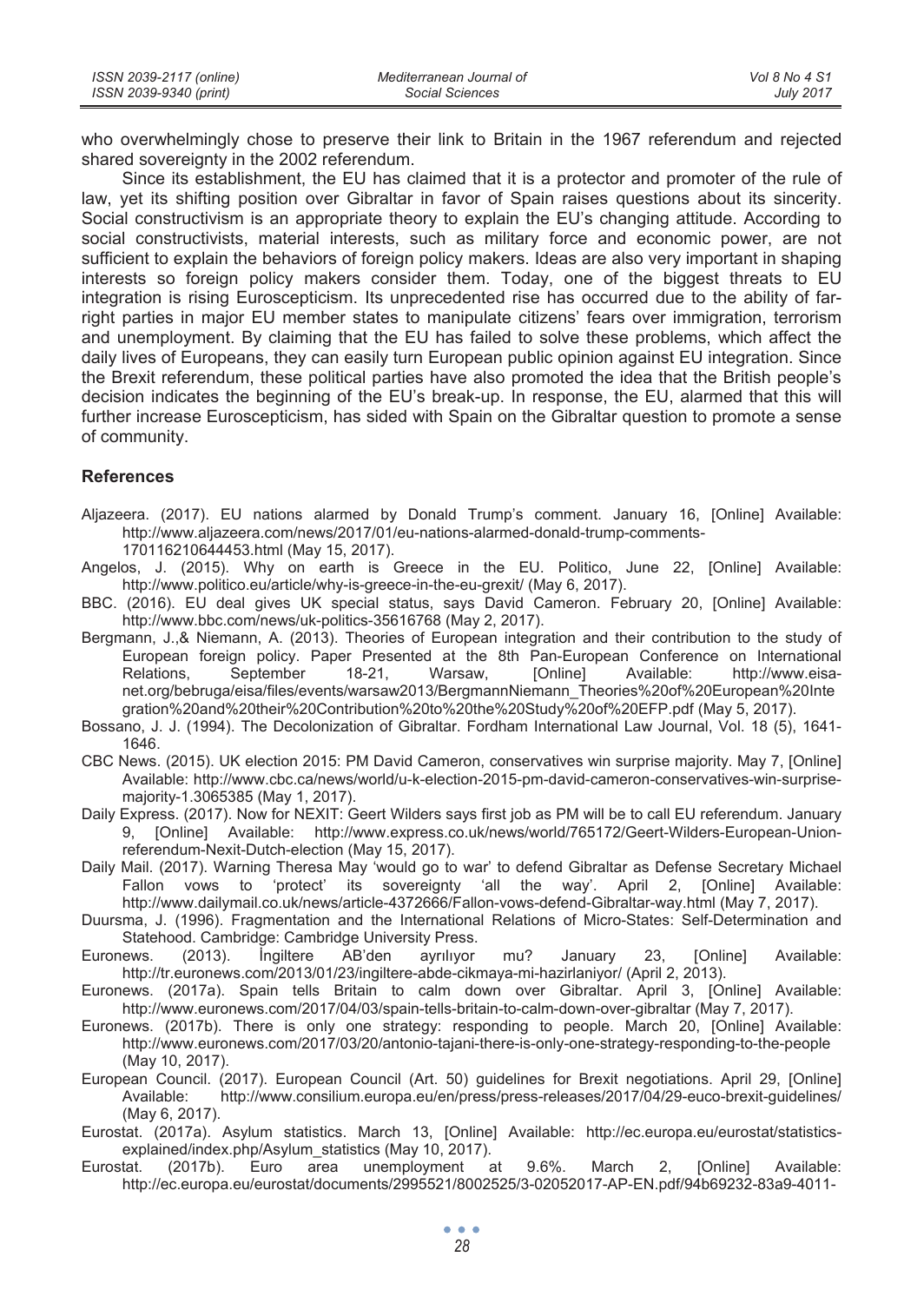who overwhelmingly chose to preserve their link to Britain in the 1967 referendum and rejected shared sovereignty in the 2002 referendum.

Since its establishment, the EU has claimed that it is a protector and promoter of the rule of law, yet its shifting position over Gibraltar in favor of Spain raises questions about its sincerity. Social constructivism is an appropriate theory to explain the EU's changing attitude. According to social constructivists, material interests, such as military force and economic power, are not sufficient to explain the behaviors of foreign policy makers. Ideas are also very important in shaping interests so foreign policy makers consider them. Today, one of the biggest threats to EU integration is rising Euroscepticism. Its unprecedented rise has occurred due to the ability of far-right parties in major EU member states to manipulate citizens' fears over immigration, terrorism and unemployment. By claiming that the EU has failed to solve these problems, which affect the daily lives of Europeans, they can easily turn European public opinion against EU integration. Since the Brexit referendum, these political parties have also promoted the idea that the British people's decision indicates the beginning of the EU's break-up. In response, the EU, alarmed that this will further increase Euroscepticism, has sided with Spain on the Gibraltar question to promote a sense of community.

### References

Aljazeera. (2017). EU nations alarmed by Donald Trump's comment. January 16, [Online] Available: http://www.aljazeera.com/news/2017/01/eu-nations-alarmed-donald-trump-comments-170116210644453.html (May 15, 2017).

Angelos, J. (2015). Why on earth is Greece in the EU. Politico, June 22, [Online] Available: http://www.politico.eu/article/why-is-greece-in-the-eu-grexit/ (May 6, 2017).

BBC. (2016). EU deal gives UK special status, says David Cameron. February 20, [Online] Available: http://www.bbc.com/news/uk-politics-35616768 (May 2, 2017).

Bergmann, J.,& Niemann, A. (2013). Theories of European integration and their contribution to the study of European foreign policy. Paper Presented at the 8th Pan-European Conference on International Relations, September 18-21, Warsaw, [Online] Available: http://www.eisa-net.org/bebruga/eisa/files/events/warsaw2013/BergmannNiemann_Theories%20of%20European%20Integration%20and%20their%20Contribution%20to%20the%20Study%20of%20EFP.pdf (May 5, 2017).

Bossano, J. J. (1994). The Decolonization of Gibraltar. Fordham International Law Journal, Vol. 18 (5), 1641-1646.

CBC News. (2015). UK election 2015: PM David Cameron, conservatives win surprise majority. May 7, [Online] Available: http://www.cbc.ca/news/world/u-k-election-2015-pm-david-cameron-conservatives-win-surprise-majority-1.3065385 (May 1, 2017).

Daily Express. (2017). Now for NEXIT: Geert Wilders says first job as PM will be to call EU referendum. January 9, [Online] Available: http://www.express.co.uk/news/world/765172/Geert-Wilders-European-Union-referendum-Nexit-Dutch-election (May 15, 2017).

Daily Mail. (2017). Warning Theresa May 'would go to war' to defend Gibraltar as Defense Secretary Michael Fallon vows to 'protect' its sovereignty 'all the way'. April 2, [Online] Available: http://www.dailymail.co.uk/news/article-4372666/Fallon-vows-defend-Gibraltar-way.html (May 7, 2017).

Duursma, J. (1996). Fragmentation and the International Relations of Micro-States: Self-Determination and Statehood. Cambridge: Cambridge University Press.

Euronews. (2013). İngiltere AB'den ayrılıyor mu? January 23, [Online] Available: http://tr.euronews.com/2013/01/23/ingiltere-abde-cikmaya-mi-hazirlaniyor/ (April 2, 2013).

Euronews. (2017a). Spain tells Britain to calm down over Gibraltar. April 3, [Online] Available: http://www.euronews.com/2017/04/03/spain-tells-britain-to-calm-down-over-gibraltar (May 7, 2017).

Euronews. (2017b). There is only one strategy: responding to people. March 20, [Online] Available: http://www.euronews.com/2017/03/20/antonio-tajani-there-is-only-one-strategy-responding-to-the-people (May 10, 2017).

European Council. (2017). European Council (Art. 50) guidelines for Brexit negotiations. April 29, [Online] Available: http://www.consilium.europa.eu/en/press/press-releases/2017/04/29-euco-brexit-guidelines/ (May 6, 2017).

Eurostat. (2017a). Asylum statistics. March 13, [Online] Available: http://ec.europa.eu/eurostat/statistics-explained/index.php/Asylum_statistics (May 10, 2017).

Eurostat. (2017b). Euro area unemployment at 9.6%. March 2, [Online] Available: http://ec.europa.eu/eurostat/documents/2995521/8002525/3-02052017-AP-EN.pdf/94b69232-83a9-4011-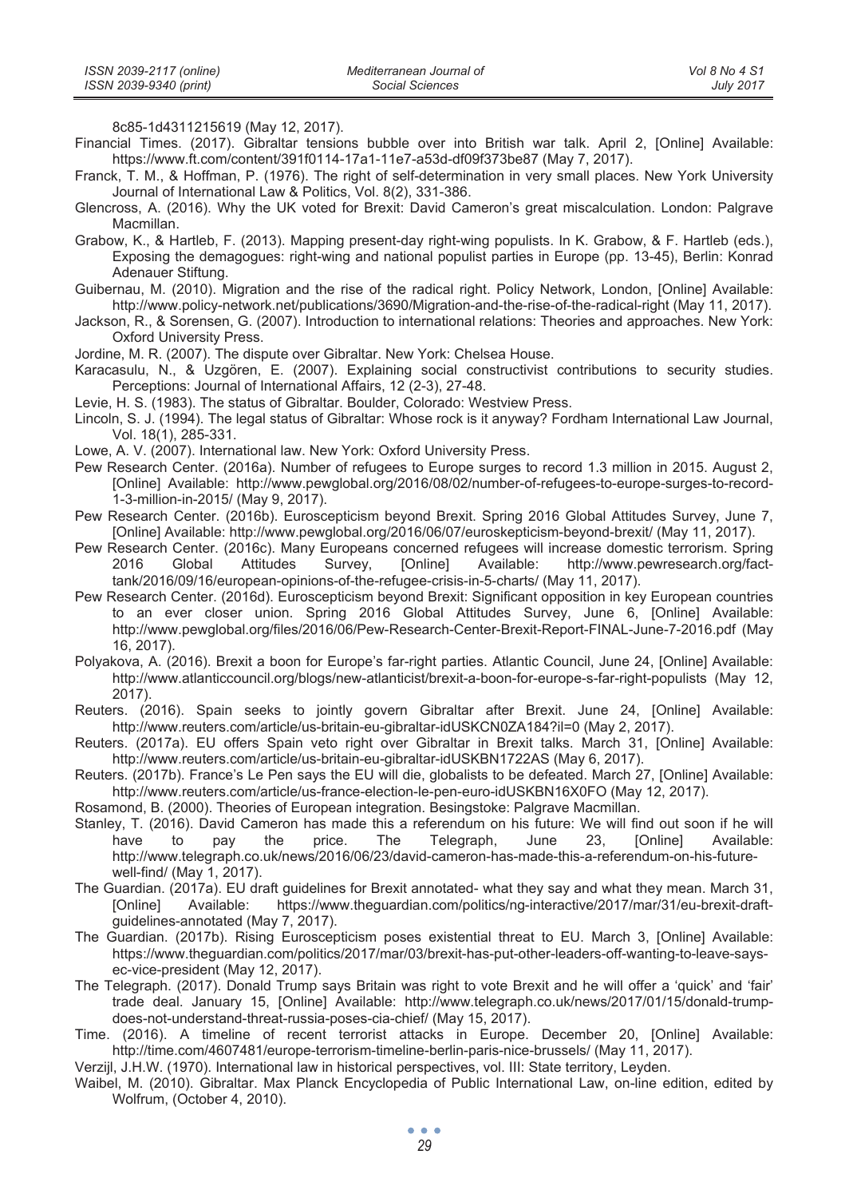8c85-1d4311215619 (May 12, 2017).

Financial Times. (2017). Gibraltar tensions bubble over into British war talk. April 2, [Online] Available: https://www.ft.com/content/391f0114-17a1-11e7-a53d-df09f373be87 (May 7, 2017).

Franck, T. M., & Hoffman, P. (1976). The right of self-determination in very small places. New York University Journal of International Law & Politics, Vol. 8(2), 331-386.

Glencross, A. (2016). Why the UK voted for Brexit: David Cameron's great miscalculation. London: Palgrave Macmillan.

Grabow, K., & Hartleb, F. (2013). Mapping present-day right-wing populists. In K. Grabow, & F. Hartleb (eds.), Exposing the demagogues: right-wing and national populist parties in Europe (pp. 13-45), Berlin: Konrad Adenauer Stiftung.

Guibernau, M. (2010). Migration and the rise of the radical right. Policy Network, London, [Online] Available: http://www.policy-network.net/publications/3690/Migration-and-the-rise-of-the-radical-right (May 11, 2017).

Jackson, R., & Sorensen, G. (2007). Introduction to international relations: Theories and approaches. New York: Oxford University Press.

Jordine, M. R. (2007). The dispute over Gibraltar. New York: Chelsea House.

Karacasulu, N., & Uzgören, E. (2007). Explaining social constructivist contributions to security studies. Perceptions: Journal of International Affairs, 12 (2-3), 27-48.

Levie, H. S. (1983). The status of Gibraltar. Boulder, Colorado: Westview Press.

Lincoln, S. J. (1994). The legal status of Gibraltar: Whose rock is it anyway? Fordham International Law Journal, Vol. 18(1), 285-331.

Lowe, A. V. (2007). International law. New York: Oxford University Press.

Pew Research Center. (2016a). Number of refugees to Europe surges to record 1.3 million in 2015. August 2, [Online] Available: http://www.pewglobal.org/2016/08/02/number-of-refugees-to-europe-surges-to-record-1-3-million-in-2015/ (May 9, 2017).

Pew Research Center. (2016b). Euroscepticism beyond Brexit. Spring 2016 Global Attitudes Survey, June 7, [Online] Available: http://www.pewglobal.org/2016/06/07/euroskepticism-beyond-brexit/ (May 11, 2017).

Pew Research Center. (2016c). Many Europeans concerned refugees will increase domestic terrorism. Spring 2016 Global Attitudes Survey, [Online] Available: http://www.pewresearch.org/fact-tank/2016/09/16/european-opinions-of-the-refugee-crisis-in-5-charts/ (May 11, 2017).

Pew Research Center. (2016d). Euroscepticism beyond Brexit: Significant opposition in key European countries to an ever closer union. Spring 2016 Global Attitudes Survey, June 6, [Online] Available: http://www.pewglobal.org/files/2016/06/Pew-Research-Center-Brexit-Report-FINAL-June-7-2016.pdf (May 16, 2017).

Polyakova, A. (2016). Brexit a boon for Europe's far-right parties. Atlantic Council, June 24, [Online] Available: http://www.atlanticcouncil.org/blogs/new-atlanticist/brexit-a-boon-for-europe-s-far-right-populists (May 12, 2017).

Reuters. (2016). Spain seeks to jointly govern Gibraltar after Brexit. June 24, [Online] Available: http://www.reuters.com/article/us-britain-eu-gibraltar-idUSKCN0ZA184?il=0 (May 2, 2017).

Reuters. (2017a). EU offers Spain veto right over Gibraltar in Brexit talks. March 31, [Online] Available: http://www.reuters.com/article/us-britain-eu-gibraltar-idUSKBN1722AS (May 6, 2017).

Reuters. (2017b). France's Le Pen says the EU will die, globalists to be defeated. March 27, [Online] Available: http://www.reuters.com/article/us-france-election-le-pen-euro-idUSKBN16X0FO (May 12, 2017).

Rosamond, B. (2000). Theories of European integration. Besingstoke: Palgrave Macmillan.

Stanley, T. (2016). David Cameron has made this a referendum on his future: We will find out soon if he will have to pay the price. The Telegraph, June 23, [Online] Available: http://www.telegraph.co.uk/news/2016/06/23/david-cameron-has-made-this-a-referendum-on-his-future-well-find/ (May 1, 2017).

The Guardian. (2017a). EU draft guidelines for Brexit annotated- what they say and what they mean. March 31, [Online] Available: https://www.theguardian.com/politics/ng-interactive/2017/mar/31/eu-brexit-draft-guidelines-annotated (May 7, 2017).

The Guardian. (2017b). Rising Euroscepticism poses existential threat to EU. March 3, [Online] Available: https://www.theguardian.com/politics/2017/mar/03/brexit-has-put-other-leaders-off-wanting-to-leave-says-ec-vice-president (May 12, 2017).

The Telegraph. (2017). Donald Trump says Britain was right to vote Brexit and he will offer a 'quick' and 'fair' trade deal. January 15, [Online] Available: http://www.telegraph.co.uk/news/2017/01/15/donald-trump-does-not-understand-threat-russia-poses-cia-chief/ (May 15, 2017).

Time. (2016). A timeline of recent terrorist attacks in Europe. December 20, [Online] Available: http://time.com/4607481/europe-terrorism-timeline-berlin-paris-nice-brussels/ (May 11, 2017).

Verzijl, J.H.W. (1970). International law in historical perspectives, vol. III: State territory, Leyden.

Waibel, M. (2010). Gibraltar. Max Planck Encyclopedia of Public International Law, on-line edition, edited by Wolfrum, (October 4, 2010).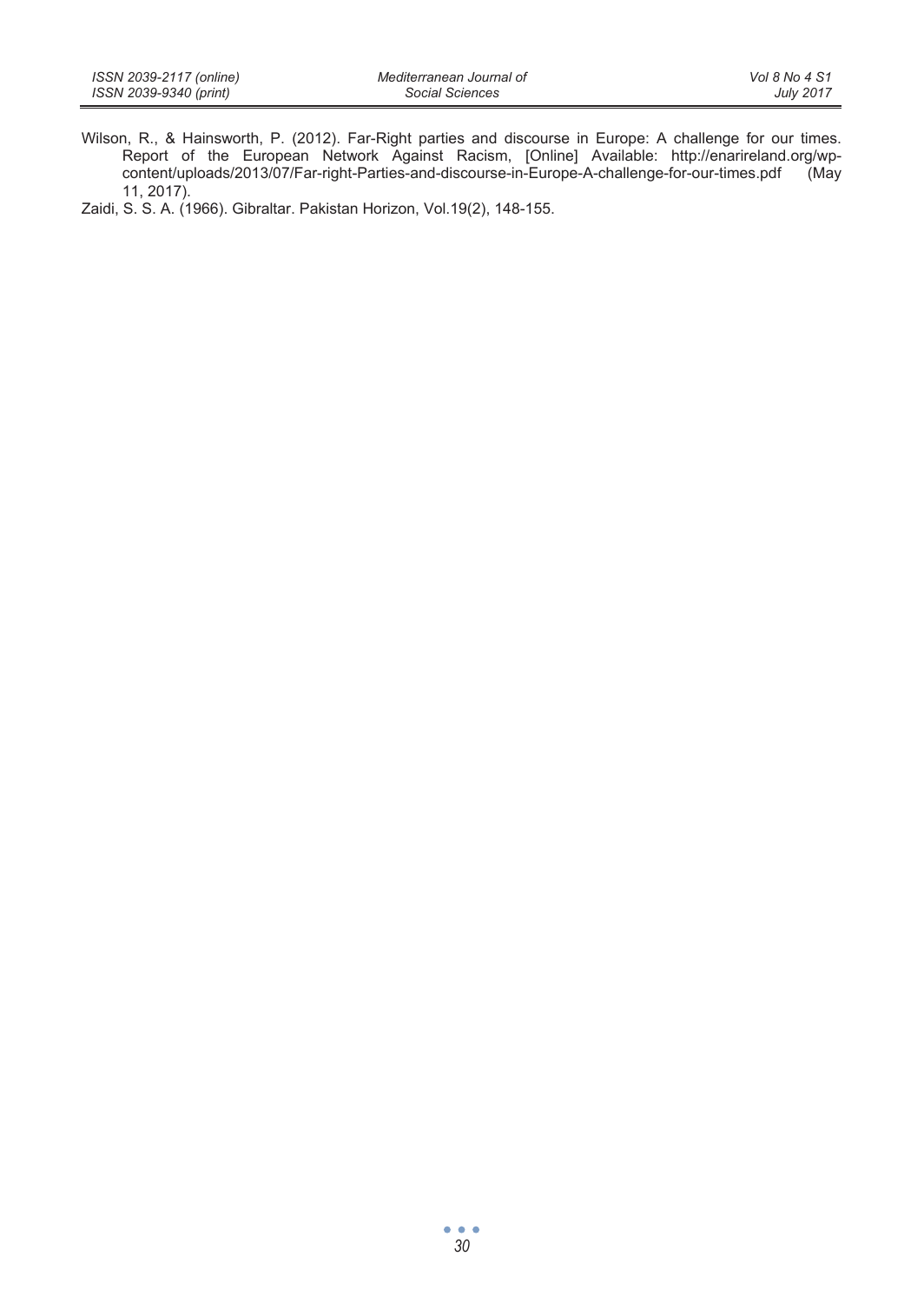Wilson, R., & Hainsworth, P. (2012). Far-Right parties and discourse in Europe: A challenge for our times. Report of the European Network Against Racism, [Online] Available: http://enarireland.org/wp-content/uploads/2013/07/Far-right-Parties-and-discourse-in-Europe-A-challenge-for-our-times.pdf (May 11, 2017).

Zaidi, S. S. A. (1966). Gibraltar. Pakistan Horizon, Vol.19(2), 148-155.